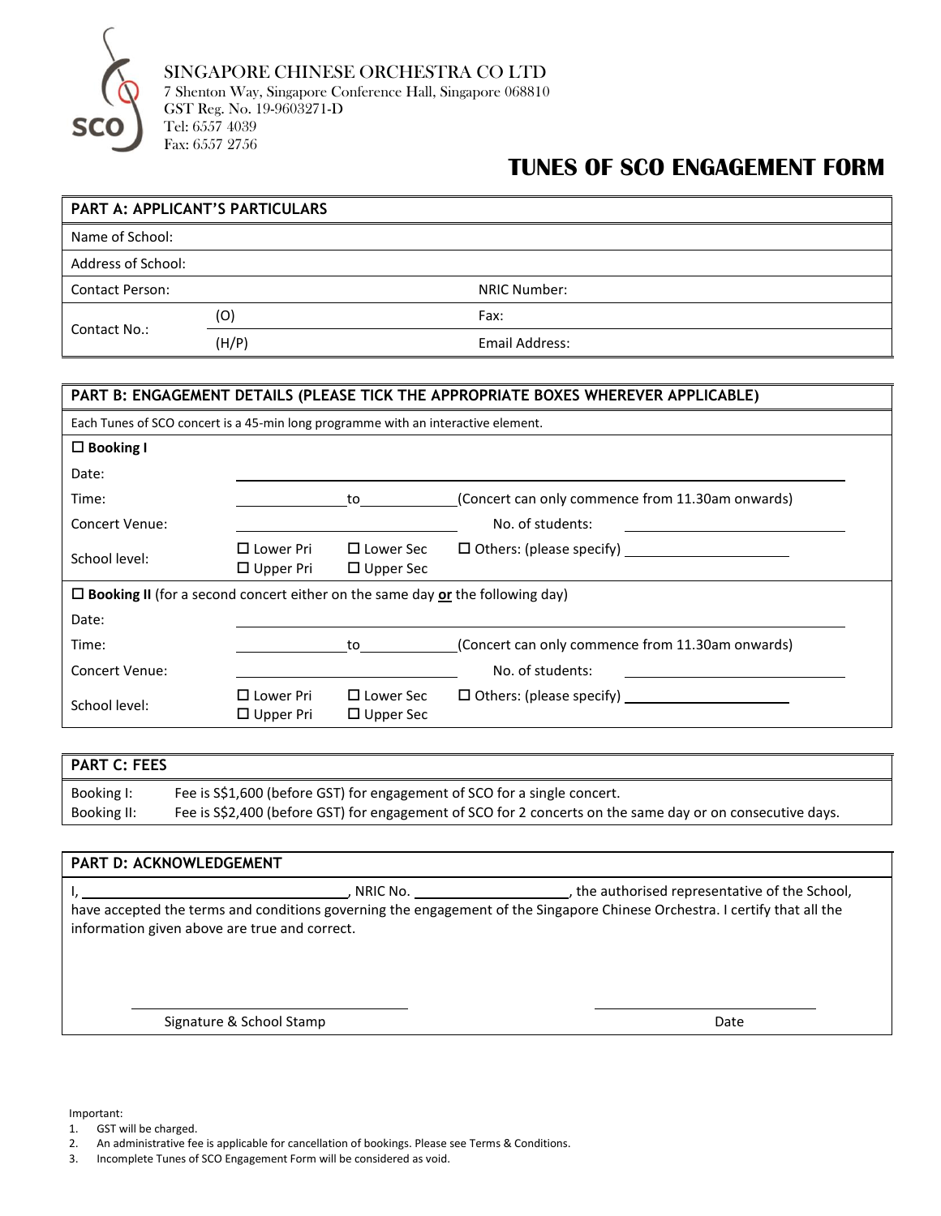SINGAPORE CHINESE ORCHESTRA CO LTD
7 Shenton Way, Singapore Conference Hall, Singapore 068810
GST Reg. No. 19-9603271-D
Tel: 6557 4039
Fax: 6557 2756

# TUNES OF SCO ENGAGEMENT FORM

## PART A: APPLICANT'S PARTICULARS

| | | | |
|---|---|---|---|
| Name of School: | | | |
| Address of School: | | | |
| Contact Person: | | NRIC Number: | |
| Contact No.: | (O) | Fax: | |
| | (H/P) | Email Address: | |

## PART B: ENGAGEMENT DETAILS (PLEASE TICK THE APPROPRIATE BOXES WHEREVER APPLICABLE)

Each Tunes of SCO concert is a 45-min long programme with an interactive element.

☐ **Booking I**

Date: ______________________________

Time: ____________ to ____________ (Concert can only commence from 11.30am onwards)

Concert Venue: ____________________ No. of students: ____________________

School level: ☐ Lower Pri ☐ Upper Pri ☐ Lower Sec ☐ Upper Sec ☐ Others: (please specify) ____________________

☐ **Booking II** (for a second concert either on the same day **or** the following day)

Date: ______________________________

Time: ____________ to ____________ (Concert can only commence from 11.30am onwards)

Concert Venue: ____________________ No. of students: ____________________

School level: ☐ Lower Pri ☐ Upper Pri ☐ Lower Sec ☐ Upper Sec ☐ Others: (please specify) ____________________

## PART C: FEES

| | |
|---|---|
| Booking I: | Fee is S$1,600 (before GST) for engagement of SCO for a single concert. |
| Booking II: | Fee is S$2,400 (before GST) for engagement of SCO for 2 concerts on the same day or on consecutive days. |

## PART D: ACKNOWLEDGEMENT

I, ______________________________, NRIC No. ____________________, the authorised representative of the School, have accepted the terms and conditions governing the engagement of the Singapore Chinese Orchestra. I certify that all the information given above are true and correct.

______________________________ ______________________________

Signature & School Stamp Date

Important:

1. GST will be charged.
2. An administrative fee is applicable for cancellation of bookings. Please see Terms & Conditions.
3. Incomplete Tunes of SCO Engagement Form will be considered as void.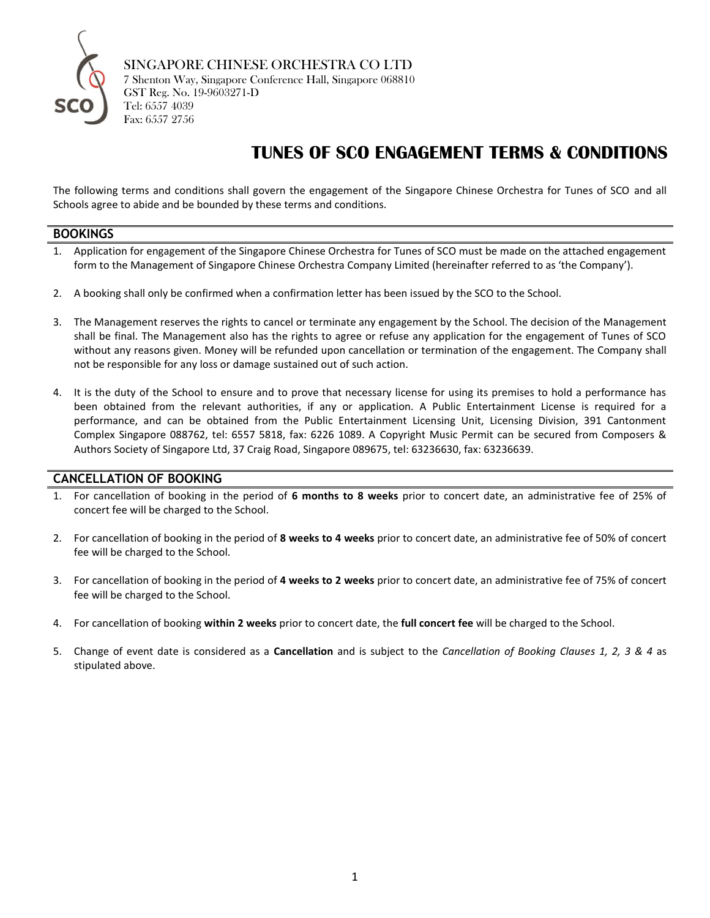SINGAPORE CHINESE ORCHESTRA CO LTD
7 Shenton Way, Singapore Conference Hall, Singapore 068810
GST Reg. No. 19-9603271-D
Tel: 6557 4039
Fax: 6557 2756

# TUNES OF SCO ENGAGEMENT TERMS & CONDITIONS

The following terms and conditions shall govern the engagement of the Singapore Chinese Orchestra for Tunes of SCO and all Schools agree to abide and be bounded by these terms and conditions.

## BOOKINGS

1. Application for engagement of the Singapore Chinese Orchestra for Tunes of SCO must be made on the attached engagement form to the Management of Singapore Chinese Orchestra Company Limited (hereinafter referred to as 'the Company').

2. A booking shall only be confirmed when a confirmation letter has been issued by the SCO to the School.

3. The Management reserves the rights to cancel or terminate any engagement by the School. The decision of the Management shall be final. The Management also has the rights to agree or refuse any application for the engagement of Tunes of SCO without any reasons given. Money will be refunded upon cancellation or termination of the engagement. The Company shall not be responsible for any loss or damage sustained out of such action.

4. It is the duty of the School to ensure and to prove that necessary license for using its premises to hold a performance has been obtained from the relevant authorities, if any or application. A Public Entertainment License is required for a performance, and can be obtained from the Public Entertainment Licensing Unit, Licensing Division, 391 Cantonment Complex Singapore 088762, tel: 6557 5818, fax: 6226 1089. A Copyright Music Permit can be secured from Composers & Authors Society of Singapore Ltd, 37 Craig Road, Singapore 089675, tel: 63236630, fax: 63236639.

## CANCELLATION OF BOOKING

1. For cancellation of booking in the period of **6 months to 8 weeks** prior to concert date, an administrative fee of 25% of concert fee will be charged to the School.

2. For cancellation of booking in the period of **8 weeks to 4 weeks** prior to concert date, an administrative fee of 50% of concert fee will be charged to the School.

3. For cancellation of booking in the period of **4 weeks to 2 weeks** prior to concert date, an administrative fee of 75% of concert fee will be charged to the School.

4. For cancellation of booking **within 2 weeks** prior to concert date, the **full concert fee** will be charged to the School.

5. Change of event date is considered as a **Cancellation** and is subject to the *Cancellation of Booking Clauses 1, 2, 3 & 4* as stipulated above.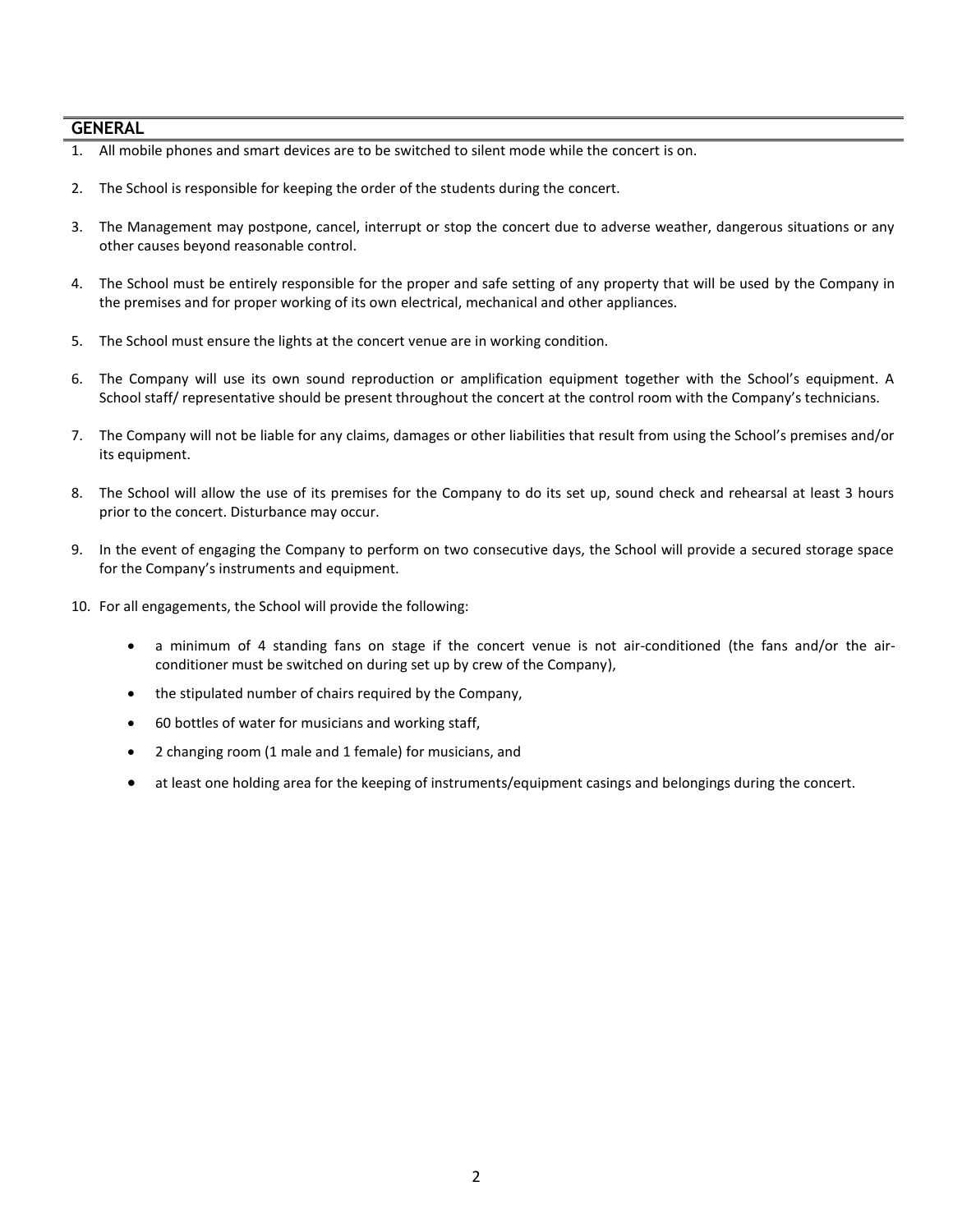## GENERAL

1. All mobile phones and smart devices are to be switched to silent mode while the concert is on.
2. The School is responsible for keeping the order of the students during the concert.
3. The Management may postpone, cancel, interrupt or stop the concert due to adverse weather, dangerous situations or any other causes beyond reasonable control.
4. The School must be entirely responsible for the proper and safe setting of any property that will be used by the Company in the premises and for proper working of its own electrical, mechanical and other appliances.
5. The School must ensure the lights at the concert venue are in working condition.
6. The Company will use its own sound reproduction or amplification equipment together with the School's equipment. A School staff/ representative should be present throughout the concert at the control room with the Company's technicians.
7. The Company will not be liable for any claims, damages or other liabilities that result from using the School's premises and/or its equipment.
8. The School will allow the use of its premises for the Company to do its set up, sound check and rehearsal at least 3 hours prior to the concert. Disturbance may occur.
9. In the event of engaging the Company to perform on two consecutive days, the School will provide a secured storage space for the Company's instruments and equipment.
10. For all engagements, the School will provide the following:
    - a minimum of 4 standing fans on stage if the concert venue is not air-conditioned (the fans and/or the air-conditioner must be switched on during set up by crew of the Company),
    - the stipulated number of chairs required by the Company,
    - 60 bottles of water for musicians and working staff,
    - 2 changing room (1 male and 1 female) for musicians, and
    - at least one holding area for the keeping of instruments/equipment casings and belongings during the concert.